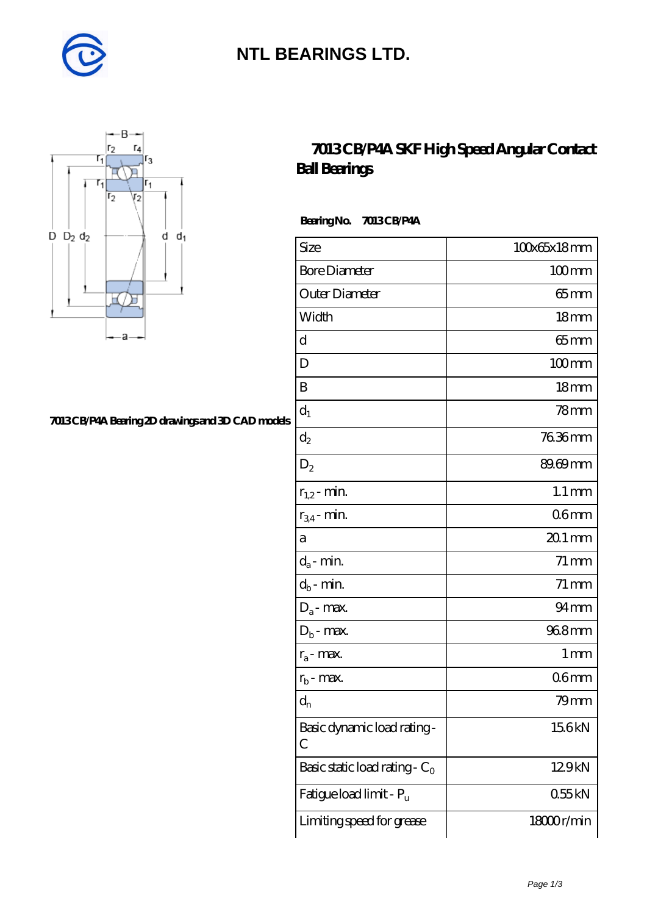# NTL BEARINGS LTD.

## 7013 CB/P4A SKF High Speed Angular Contact Ball Bearings

7013 CB/P4A Bearing 2D drawings and 3D CAD models

**Bearing No. 7013 CB/P4A**

| | |
|---|---|
| Size | 100x65x18 mm |
| Bore Diameter | 100 mm |
| Outer Diameter | 65 mm |
| Width | 18 mm |
| d | 65 mm |
| D | 100 mm |
| B | 18 mm |
| $d_1$ | 78 mm |
| $d_2$ | 76.36 mm |
| $D_2$ | 89.69 mm |
| $r_{1,2}$ - min. | 1.1 mm |
| $r_{3,4}$ - min. | 0.6 mm |
| a | 20.1 mm |
| $d_a$ - min. | 71 mm |
| $d_b$ - min. | 71 mm |
| $D_a$ - max. | 94 mm |
| $D_b$ - max. | 96.8 mm |
| $r_a$ - max. | 1 mm |
| $r_b$ - max. | 0.6 mm |
| $d_n$ | 79 mm |
| Basic dynamic load rating - C | 15.6 kN |
| Basic static load rating - $C_0$ | 12.9 kN |
| Fatigue load limit - $P_u$ | 0.55 kN |
| Limiting speed for grease | 18000 r/min |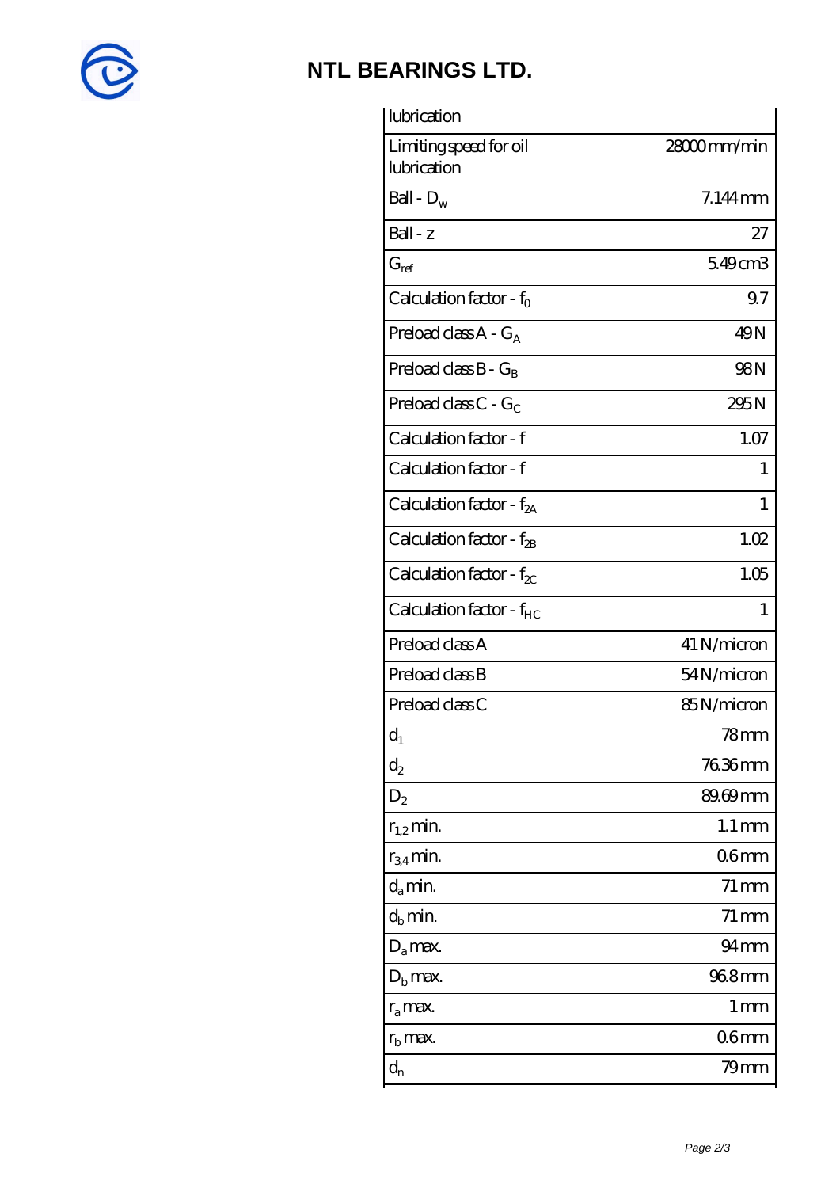**NTL BEARINGS LTD.**

| lubrication | |
|---|---|
| Limiting speed for oil lubrication | 28000 mm/min |
| Ball - $D_w$ | 7.144 mm |
| Ball - z | 27 |
| $G_{ref}$ | 5.49 cm3 |
| Calculation factor - $f_0$ | 9.7 |
| Preload class A - $G_A$ | 49 N |
| Preload class B - $G_B$ | 98 N |
| Preload class C - $G_C$ | 295 N |
| Calculation factor - f | 1.07 |
| Calculation factor - f | 1 |
| Calculation factor - $f_{2A}$ | 1 |
| Calculation factor - $f_{2B}$ | 1.02 |
| Calculation factor - $f_{2C}$ | 1.05 |
| Calculation factor - $f_{HC}$ | 1 |
| Preload class A | 41 N/micron |
| Preload class B | 54 N/micron |
| Preload class C | 85 N/micron |
| $d_1$ | 78 mm |
| $d_2$ | 76.36 mm |
| $D_2$ | 89.69 mm |
| $r_{1,2}$ min. | 1.1 mm |
| $r_{3,4}$ min. | 0.6 mm |
| $d_a$ min. | 71 mm |
| $d_b$ min. | 71 mm |
| $D_a$ max. | 94 mm |
| $D_b$ max. | 96.8 mm |
| $r_a$ max. | 1 mm |
| $r_b$ max. | 0.6 mm |
| $d_n$ | 79 mm |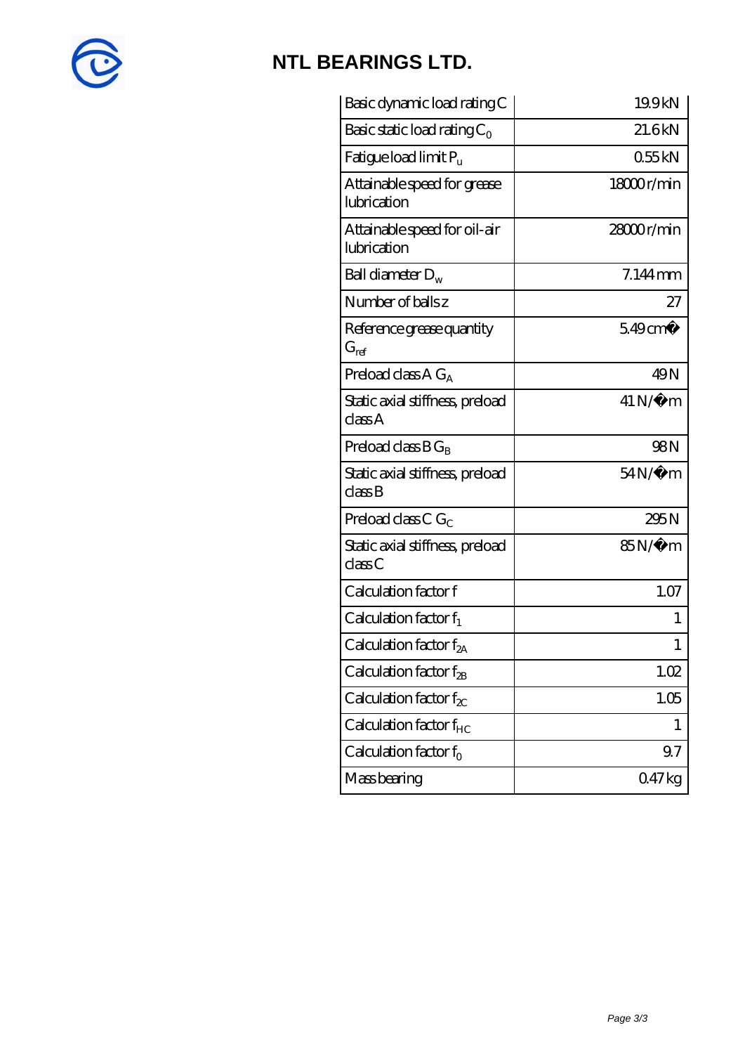# NTL BEARINGS LTD.

| | |
|---|---|
| Basic dynamic load rating C | 19.9 kN |
| Basic static load rating $C_0$ | 21.6 kN |
| Fatigue load limit $P_u$ | 0.55 kN |
| Attainable speed for grease lubrication | 18000 r/min |
| Attainable speed for oil-air lubrication | 28000 r/min |
| Ball diameter $D_w$ | 7.144 mm |
| Number of balls z | 27 |
| Reference grease quantity $G_{ref}$ | 5.49 cm� |
| Preload class A $G_A$ | 49 N |
| Static axial stiffness, preload class A | 41 N/�m |
| Preload class B $G_B$ | 98 N |
| Static axial stiffness, preload class B | 54 N/�m |
| Preload class C $G_C$ | 295 N |
| Static axial stiffness, preload class C | 85 N/�m |
| Calculation factor f | 1.07 |
| Calculation factor $f_1$ | 1 |
| Calculation factor $f_{2A}$ | 1 |
| Calculation factor $f_{2B}$ | 1.02 |
| Calculation factor $f_{2C}$ | 1.05 |
| Calculation factor $f_{HC}$ | 1 |
| Calculation factor $f_0$ | 9.7 |
| Mass bearing | 0.47 kg |